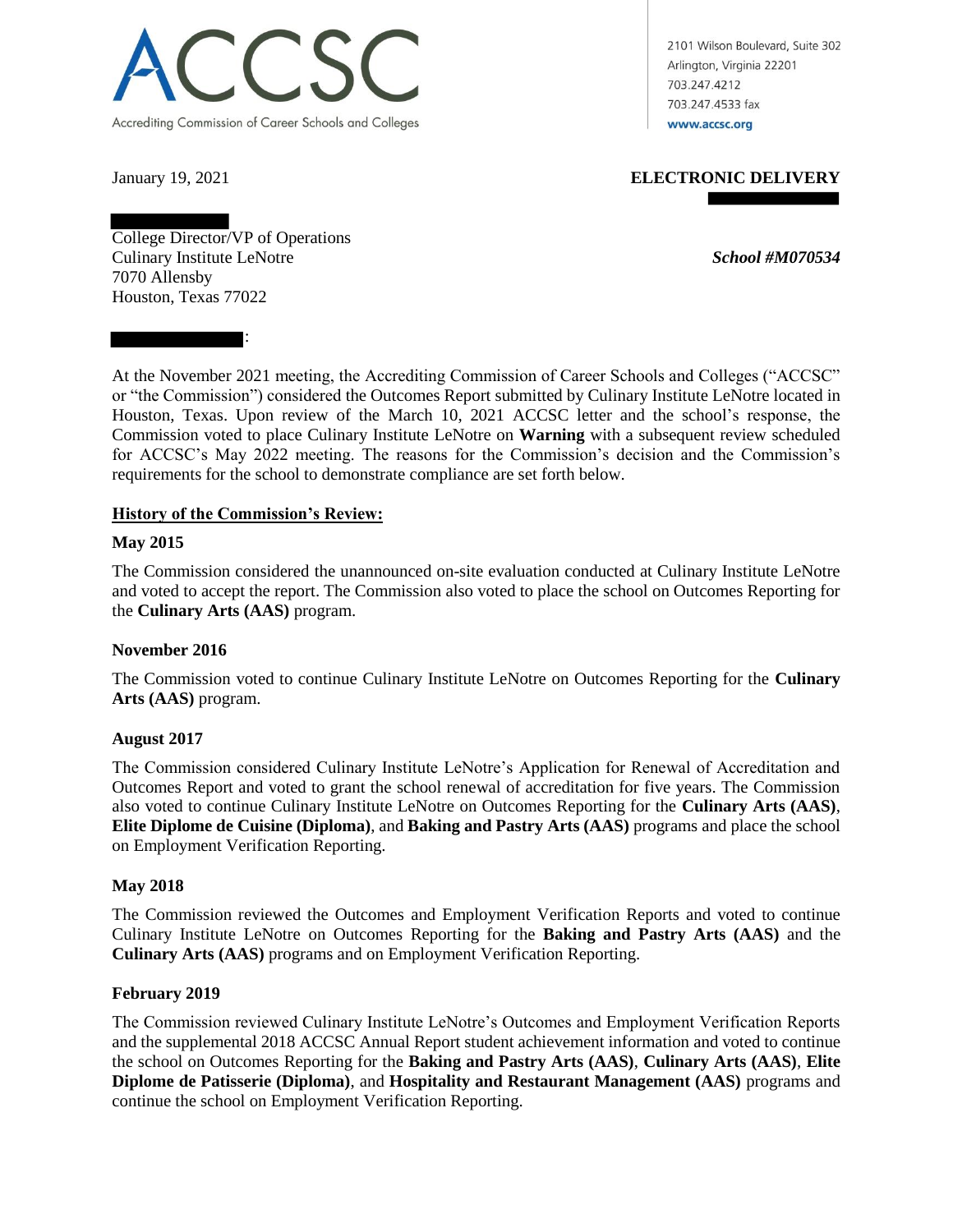ACCSC

Accrediting Commission of Career Schools and Colleges

2101 Wilson Boulevard, Suite 302
Arlington, Virginia 22201
703.247.4212
703.247.4533 fax
www.accsc.org

January 19, 2021

**ELECTRONIC DELIVERY**

College Director/VP of Operations
Culinary Institute LeNotre
7070 Allensby
Houston, Texas 77022

***School #M070534***

:

At the November 2021 meeting, the Accrediting Commission of Career Schools and Colleges ("ACCSC" or "the Commission") considered the Outcomes Report submitted by Culinary Institute LeNotre located in Houston, Texas. Upon review of the March 10, 2021 ACCSC letter and the school's response, the Commission voted to place Culinary Institute LeNotre on **Warning** with a subsequent review scheduled for ACCSC's May 2022 meeting. The reasons for the Commission's decision and the Commission's requirements for the school to demonstrate compliance are set forth below.

**<u>History of the Commission's Review:</u>**

**May 2015**

The Commission considered the unannounced on-site evaluation conducted at Culinary Institute LeNotre and voted to accept the report. The Commission also voted to place the school on Outcomes Reporting for the **Culinary Arts (AAS)** program.

**November 2016**

The Commission voted to continue Culinary Institute LeNotre on Outcomes Reporting for the **Culinary Arts (AAS)** program.

**August 2017**

The Commission considered Culinary Institute LeNotre's Application for Renewal of Accreditation and Outcomes Report and voted to grant the school renewal of accreditation for five years. The Commission also voted to continue Culinary Institute LeNotre on Outcomes Reporting for the **Culinary Arts (AAS)**, **Elite Diplome de Cuisine (Diploma)**, and **Baking and Pastry Arts (AAS)** programs and place the school on Employment Verification Reporting.

**May 2018**

The Commission reviewed the Outcomes and Employment Verification Reports and voted to continue Culinary Institute LeNotre on Outcomes Reporting for the **Baking and Pastry Arts (AAS)** and the **Culinary Arts (AAS)** programs and on Employment Verification Reporting.

**February 2019**

The Commission reviewed Culinary Institute LeNotre's Outcomes and Employment Verification Reports and the supplemental 2018 ACCSC Annual Report student achievement information and voted to continue the school on Outcomes Reporting for the **Baking and Pastry Arts (AAS)**, **Culinary Arts (AAS)**, **Elite Diplome de Patisserie (Diploma)**, and **Hospitality and Restaurant Management (AAS)** programs and continue the school on Employment Verification Reporting.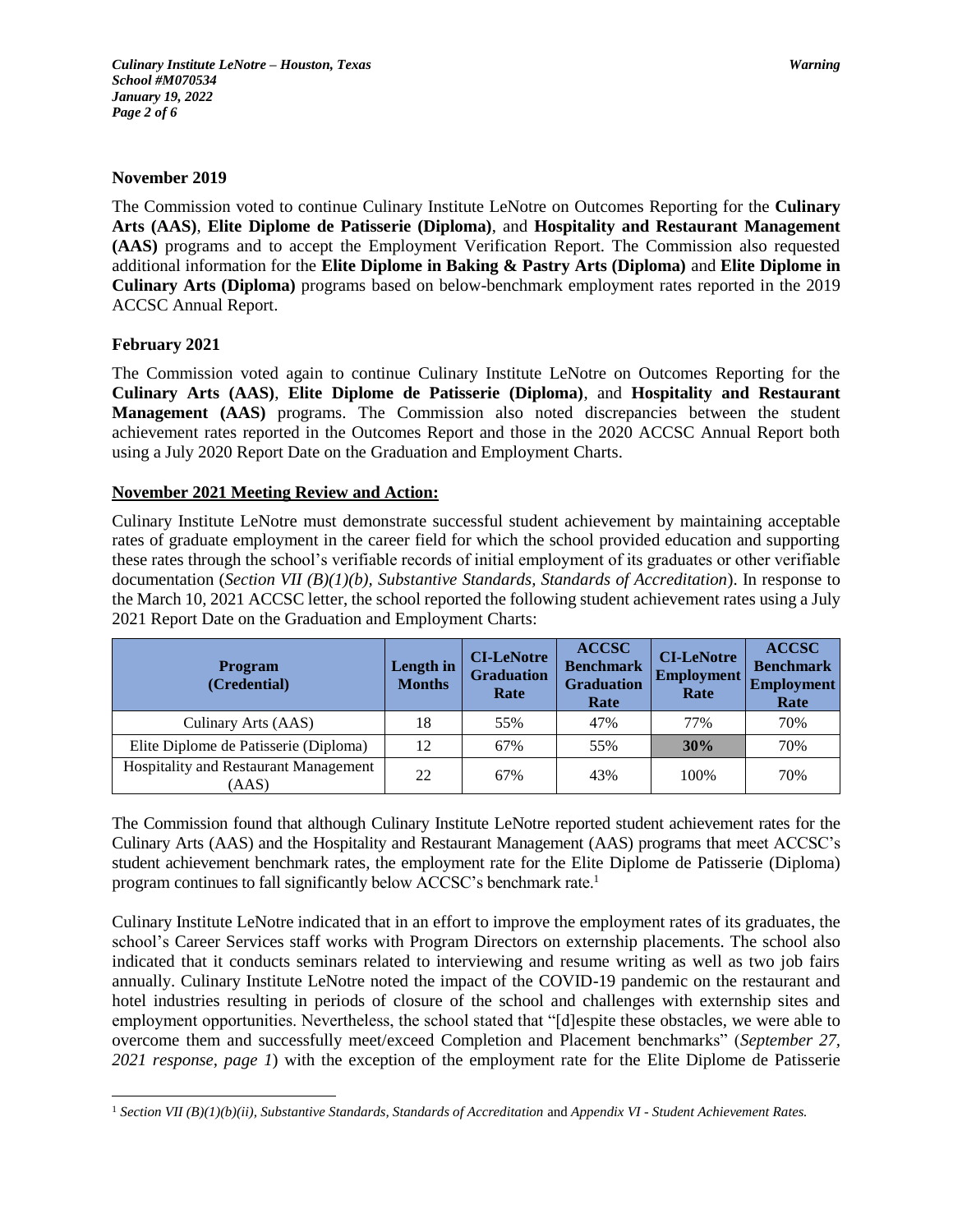**November 2019**

The Commission voted to continue Culinary Institute LeNotre on Outcomes Reporting for the **Culinary Arts (AAS)**, **Elite Diplome de Patisserie (Diploma)**, and **Hospitality and Restaurant Management (AAS)** programs and to accept the Employment Verification Report. The Commission also requested additional information for the **Elite Diplome in Baking & Pastry Arts (Diploma)** and **Elite Diplome in Culinary Arts (Diploma)** programs based on below-benchmark employment rates reported in the 2019 ACCSC Annual Report.

**February 2021**

The Commission voted again to continue Culinary Institute LeNotre on Outcomes Reporting for the **Culinary Arts (AAS)**, **Elite Diplome de Patisserie (Diploma)**, and **Hospitality and Restaurant Management (AAS)** programs. The Commission also noted discrepancies between the student achievement rates reported in the Outcomes Report and those in the 2020 ACCSC Annual Report both using a July 2020 Report Date on the Graduation and Employment Charts.

**November 2021 Meeting Review and Action:**

Culinary Institute LeNotre must demonstrate successful student achievement by maintaining acceptable rates of graduate employment in the career field for which the school provided education and supporting these rates through the school's verifiable records of initial employment of its graduates or other verifiable documentation (*Section VII (B)(1)(b), Substantive Standards, Standards of Accreditation*). In response to the March 10, 2021 ACCSC letter, the school reported the following student achievement rates using a July 2021 Report Date on the Graduation and Employment Charts:

| Program (Credential) | Length in Months | CI-LeNotre Graduation Rate | ACCSC Benchmark Graduation Rate | CI-LeNotre Employment Rate | ACCSC Benchmark Employment Rate |
|---|---|---|---|---|---|
| Culinary Arts (AAS) | 18 | 55% | 47% | 77% | 70% |
| Elite Diplome de Patisserie (Diploma) | 12 | 67% | 55% | **30%** | 70% |
| Hospitality and Restaurant Management (AAS) | 22 | 67% | 43% | 100% | 70% |

The Commission found that although Culinary Institute LeNotre reported student achievement rates for the Culinary Arts (AAS) and the Hospitality and Restaurant Management (AAS) programs that meet ACCSC's student achievement benchmark rates, the employment rate for the Elite Diplome de Patisserie (Diploma) program continues to fall significantly below ACCSC's benchmark rate.[1]

Culinary Institute LeNotre indicated that in an effort to improve the employment rates of its graduates, the school's Career Services staff works with Program Directors on externship placements. The school also indicated that it conducts seminars related to interviewing and resume writing as well as two job fairs annually. Culinary Institute LeNotre noted the impact of the COVID-19 pandemic on the restaurant and hotel industries resulting in periods of closure of the school and challenges with externship sites and employment opportunities. Nevertheless, the school stated that "[d]espite these obstacles, we were able to overcome them and successfully meet/exceed Completion and Placement benchmarks" (*September 27, 2021 response, page 1*) with the exception of the employment rate for the Elite Diplome de Patisserie

[1] *Section VII (B)(1)(b)(ii), Substantive Standards, Standards of Accreditation* and *Appendix VI - Student Achievement Rates.*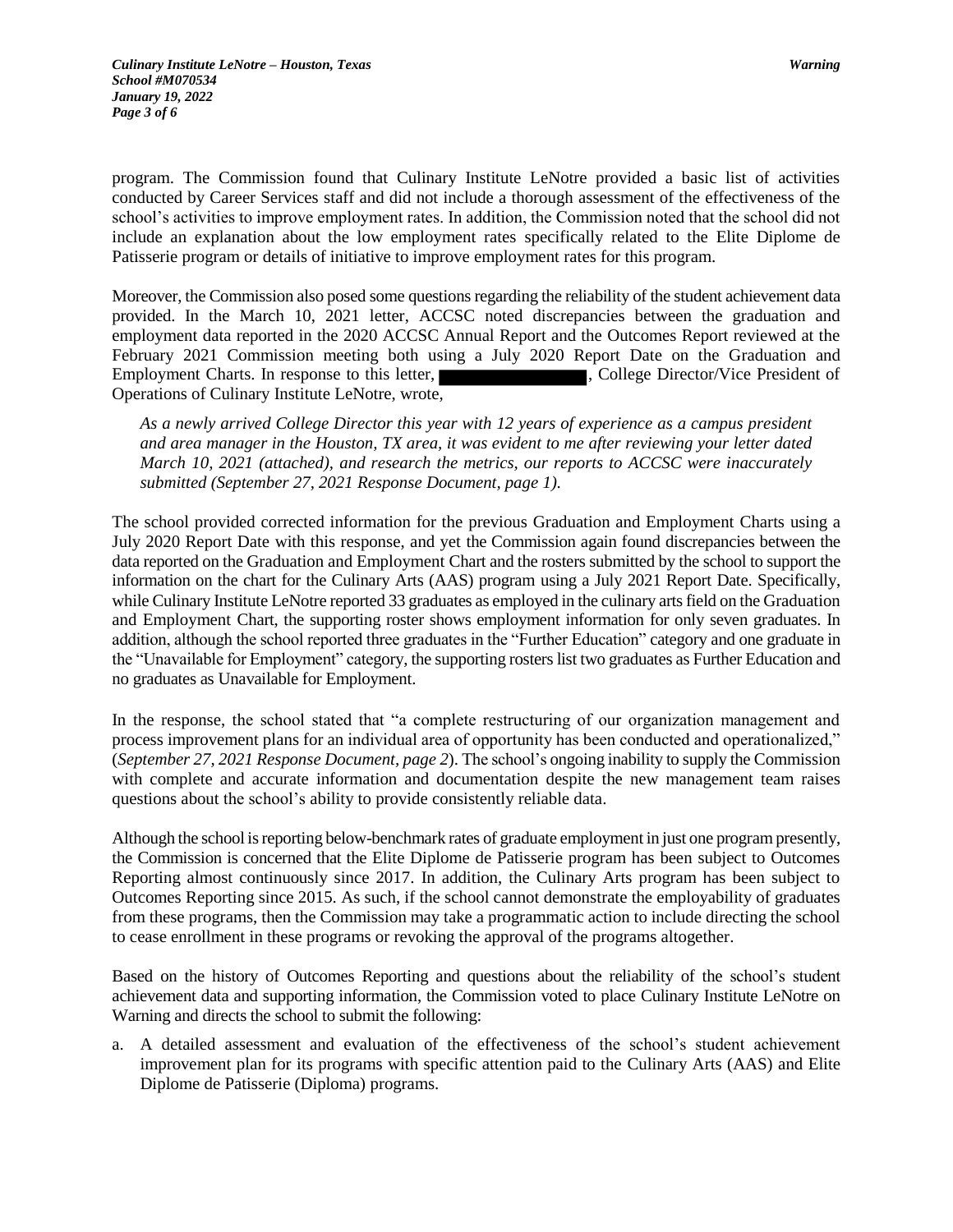program. The Commission found that Culinary Institute LeNotre provided a basic list of activities conducted by Career Services staff and did not include a thorough assessment of the effectiveness of the school's activities to improve employment rates. In addition, the Commission noted that the school did not include an explanation about the low employment rates specifically related to the Elite Diplome de Patisserie program or details of initiative to improve employment rates for this program.

Moreover, the Commission also posed some questions regarding the reliability of the student achievement data provided. In the March 10, 2021 letter, ACCSC noted discrepancies between the graduation and employment data reported in the 2020 ACCSC Annual Report and the Outcomes Report reviewed at the February 2021 Commission meeting both using a July 2020 Report Date on the Graduation and Employment Charts. In response to this letter, ████████████, College Director/Vice President of Operations of Culinary Institute LeNotre, wrote,

> *As a newly arrived College Director this year with 12 years of experience as a campus president and area manager in the Houston, TX area, it was evident to me after reviewing your letter dated March 10, 2021 (attached), and research the metrics, our reports to ACCSC were inaccurately submitted (September 27, 2021 Response Document, page 1).*

The school provided corrected information for the previous Graduation and Employment Charts using a July 2020 Report Date with this response, and yet the Commission again found discrepancies between the data reported on the Graduation and Employment Chart and the rosters submitted by the school to support the information on the chart for the Culinary Arts (AAS) program using a July 2021 Report Date. Specifically, while Culinary Institute LeNotre reported 33 graduates as employed in the culinary arts field on the Graduation and Employment Chart, the supporting roster shows employment information for only seven graduates. In addition, although the school reported three graduates in the "Further Education" category and one graduate in the "Unavailable for Employment" category, the supporting rosters list two graduates as Further Education and no graduates as Unavailable for Employment.

In the response, the school stated that "a complete restructuring of our organization management and process improvement plans for an individual area of opportunity has been conducted and operationalized," (*September 27, 2021 Response Document, page 2*). The school's ongoing inability to supply the Commission with complete and accurate information and documentation despite the new management team raises questions about the school's ability to provide consistently reliable data.

Although the school is reporting below-benchmark rates of graduate employment in just one program presently, the Commission is concerned that the Elite Diplome de Patisserie program has been subject to Outcomes Reporting almost continuously since 2017. In addition, the Culinary Arts program has been subject to Outcomes Reporting since 2015. As such, if the school cannot demonstrate the employability of graduates from these programs, then the Commission may take a programmatic action to include directing the school to cease enrollment in these programs or revoking the approval of the programs altogether.

Based on the history of Outcomes Reporting and questions about the reliability of the school's student achievement data and supporting information, the Commission voted to place Culinary Institute LeNotre on Warning and directs the school to submit the following:

a. A detailed assessment and evaluation of the effectiveness of the school's student achievement improvement plan for its programs with specific attention paid to the Culinary Arts (AAS) and Elite Diplome de Patisserie (Diploma) programs.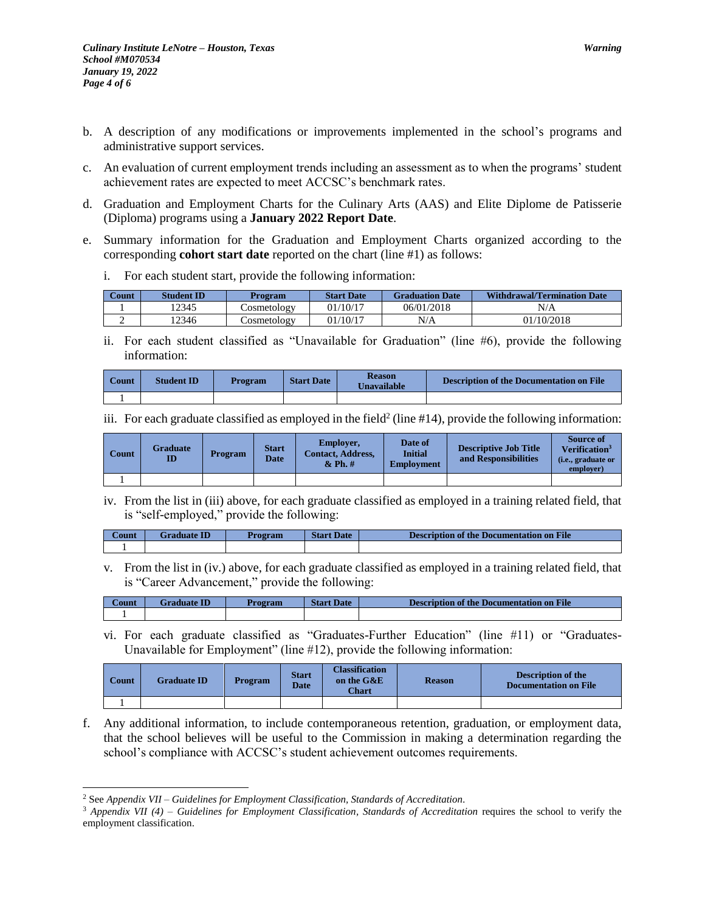b. A description of any modifications or improvements implemented in the school's programs and administrative support services.

c. An evaluation of current employment trends including an assessment as to when the programs' student achievement rates are expected to meet ACCSC's benchmark rates.

d. Graduation and Employment Charts for the Culinary Arts (AAS) and Elite Diplome de Patisserie (Diploma) programs using a **January 2022 Report Date**.

e. Summary information for the Graduation and Employment Charts organized according to the corresponding **cohort start date** reported on the chart (line #1) as follows:

   i. For each student start, provide the following information:

| Count | Student ID | Program | Start Date | Graduation Date | Withdrawal/Termination Date |
|---|---|---|---|---|---|
| 1 | 12345 | Cosmetology | 01/10/17 | 06/01/2018 | N/A |
| 2 | 12346 | Cosmetology | 01/10/17 | N/A | 01/10/2018 |

   ii. For each student classified as "Unavailable for Graduation" (line #6), provide the following information:

| Count | Student ID | Program | Start Date | Reason Unavailable | Description of the Documentation on File |
|---|---|---|---|---|---|
| 1 | | | | | |

   iii. For each graduate classified as employed in the field[2] (line #14), provide the following information:

| Count | Graduate ID | Program | Start Date | Employer, Contact, Address, & Ph. # | Date of Initial Employment | Descriptive Job Title and Responsibilities | Source of Verification[3] (i.e., graduate or employer) |
|---|---|---|---|---|---|---|---|
| 1 | | | | | | | |

   iv. From the list in (iii) above, for each graduate classified as employed in a training related field, that is "self-employed," provide the following:

| Count | Graduate ID | Program | Start Date | Description of the Documentation on File |
|---|---|---|---|---|
| 1 | | | | |

   v. From the list in (iv.) above, for each graduate classified as employed in a training related field, that is "Career Advancement," provide the following:

| Count | Graduate ID | Program | Start Date | Description of the Documentation on File |
|---|---|---|---|---|
| 1 | | | | |

   vi. For each graduate classified as "Graduates-Further Education" (line #11) or "Graduates-Unavailable for Employment" (line #12), provide the following information:

| Count | Graduate ID | Program | Start Date | Classification on the G&E Chart | Reason | Description of the Documentation on File |
|---|---|---|---|---|---|---|
| 1 | | | | | | |

f. Any additional information, to include contemporaneous retention, graduation, or employment data, that the school believes will be useful to the Commission in making a determination regarding the school's compliance with ACCSC's student achievement outcomes requirements.

---

[2] See *Appendix VII – Guidelines for Employment Classification, Standards of Accreditation*.

[3] *Appendix VII (4) – Guidelines for Employment Classification, Standards of Accreditation* requires the school to verify the employment classification.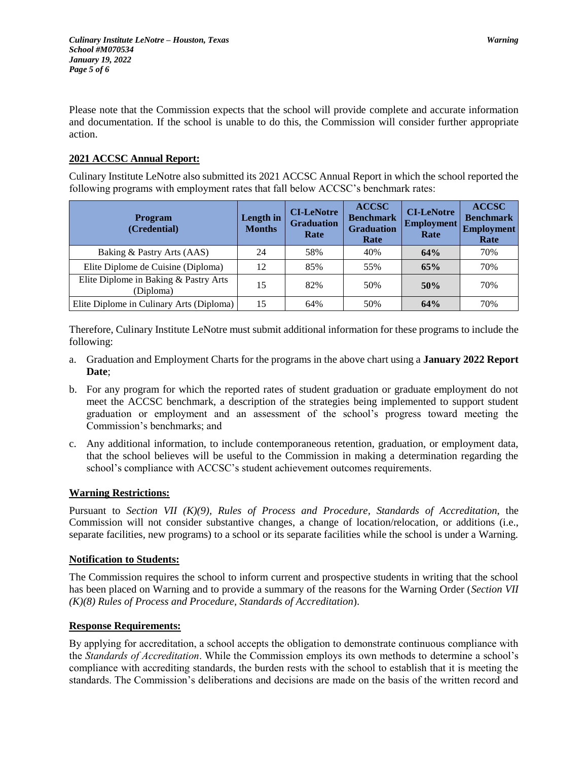Please note that the Commission expects that the school will provide complete and accurate information and documentation. If the school is unable to do this, the Commission will consider further appropriate action.

## 2021 ACCSC Annual Report:

Culinary Institute LeNotre also submitted its 2021 ACCSC Annual Report in which the school reported the following programs with employment rates that fall below ACCSC's benchmark rates:

| Program (Credential) | Length in Months | CI-LeNotre Graduation Rate | ACCSC Benchmark Graduation Rate | CI-LeNotre Employment Rate | ACCSC Benchmark Employment Rate |
|---|---|---|---|---|---|
| Baking & Pastry Arts (AAS) | 24 | 58% | 40% | **64%** | 70% |
| Elite Diplome de Cuisine (Diploma) | 12 | 85% | 55% | **65%** | 70% |
| Elite Diplome in Baking & Pastry Arts (Diploma) | 15 | 82% | 50% | **50%** | 70% |
| Elite Diplome in Culinary Arts (Diploma) | 15 | 64% | 50% | **64%** | 70% |

Therefore, Culinary Institute LeNotre must submit additional information for these programs to include the following:

a. Graduation and Employment Charts for the programs in the above chart using a **January 2022 Report Date**;

b. For any program for which the reported rates of student graduation or graduate employment do not meet the ACCSC benchmark, a description of the strategies being implemented to support student graduation or employment and an assessment of the school's progress toward meeting the Commission's benchmarks; and

c. Any additional information, to include contemporaneous retention, graduation, or employment data, that the school believes will be useful to the Commission in making a determination regarding the school's compliance with ACCSC's student achievement outcomes requirements.

## Warning Restrictions:

Pursuant to *Section VII (K)(9), Rules of Process and Procedure, Standards of Accreditation*, the Commission will not consider substantive changes, a change of location/relocation, or additions (i.e., separate facilities, new programs) to a school or its separate facilities while the school is under a Warning.

## Notification to Students:

The Commission requires the school to inform current and prospective students in writing that the school has been placed on Warning and to provide a summary of the reasons for the Warning Order (*Section VII (K)(8) Rules of Process and Procedure, Standards of Accreditation*).

## Response Requirements:

By applying for accreditation, a school accepts the obligation to demonstrate continuous compliance with the *Standards of Accreditation*. While the Commission employs its own methods to determine a school's compliance with accrediting standards, the burden rests with the school to establish that it is meeting the standards. The Commission's deliberations and decisions are made on the basis of the written record and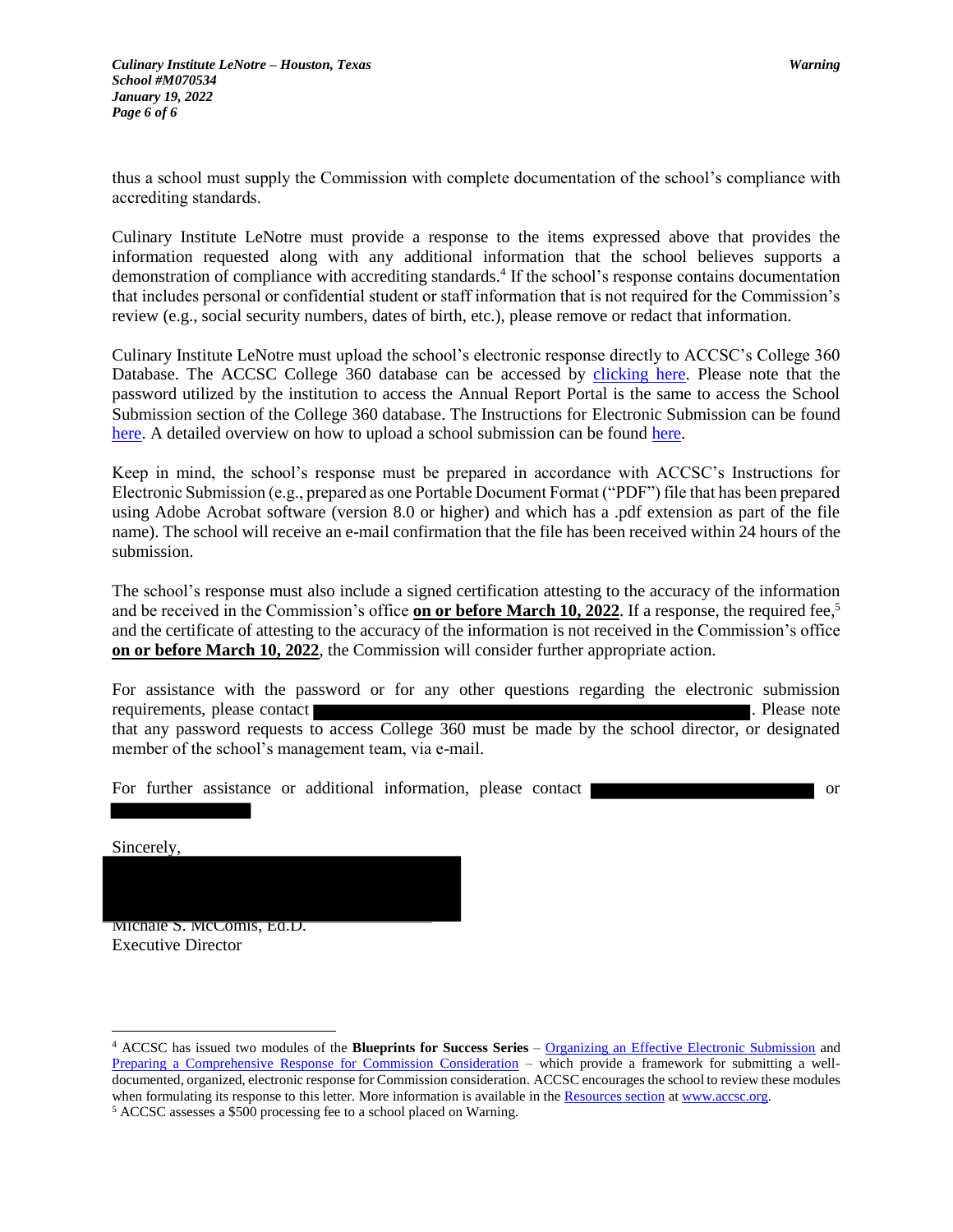thus a school must supply the Commission with complete documentation of the school's compliance with accrediting standards.

Culinary Institute LeNotre must provide a response to the items expressed above that provides the information requested along with any additional information that the school believes supports a demonstration of compliance with accrediting standards.[4] If the school's response contains documentation that includes personal or confidential student or staff information that is not required for the Commission's review (e.g., social security numbers, dates of birth, etc.), please remove or redact that information.

Culinary Institute LeNotre must upload the school's electronic response directly to ACCSC's College 360 Database. The ACCSC College 360 database can be accessed by clicking here. Please note that the password utilized by the institution to access the Annual Report Portal is the same to access the School Submission section of the College 360 database. The Instructions for Electronic Submission can be found here. A detailed overview on how to upload a school submission can be found here.

Keep in mind, the school's response must be prepared in accordance with ACCSC's Instructions for Electronic Submission (e.g., prepared as one Portable Document Format ("PDF") file that has been prepared using Adobe Acrobat software (version 8.0 or higher) and which has a .pdf extension as part of the file name). The school will receive an e-mail confirmation that the file has been received within 24 hours of the submission.

The school's response must also include a signed certification attesting to the accuracy of the information and be received in the Commission's office **on or before March 10, 2022**. If a response, the required fee,[5] and the certificate of attesting to the accuracy of the information is not received in the Commission's office **on or before March 10, 2022**, the Commission will consider further appropriate action.

For assistance with the password or for any other questions regarding the electronic submission requirements, please contact [REDACTED]. Please note that any password requests to access College 360 must be made by the school director, or designated member of the school's management team, via e-mail.

For further assistance or additional information, please contact [REDACTED] or [REDACTED]

Sincerely,

[REDACTED]

Michale S. McComis, Ed.D.
Executive Director

---

[4] ACCSC has issued two modules of the **Blueprints for Success Series** – Organizing an Effective Electronic Submission and Preparing a Comprehensive Response for Commission Consideration – which provide a framework for submitting a well-documented, organized, electronic response for Commission consideration. ACCSC encourages the school to review these modules when formulating its response to this letter. More information is available in the Resources section at www.accsc.org.

[5] ACCSC assesses a $500 processing fee to a school placed on Warning.